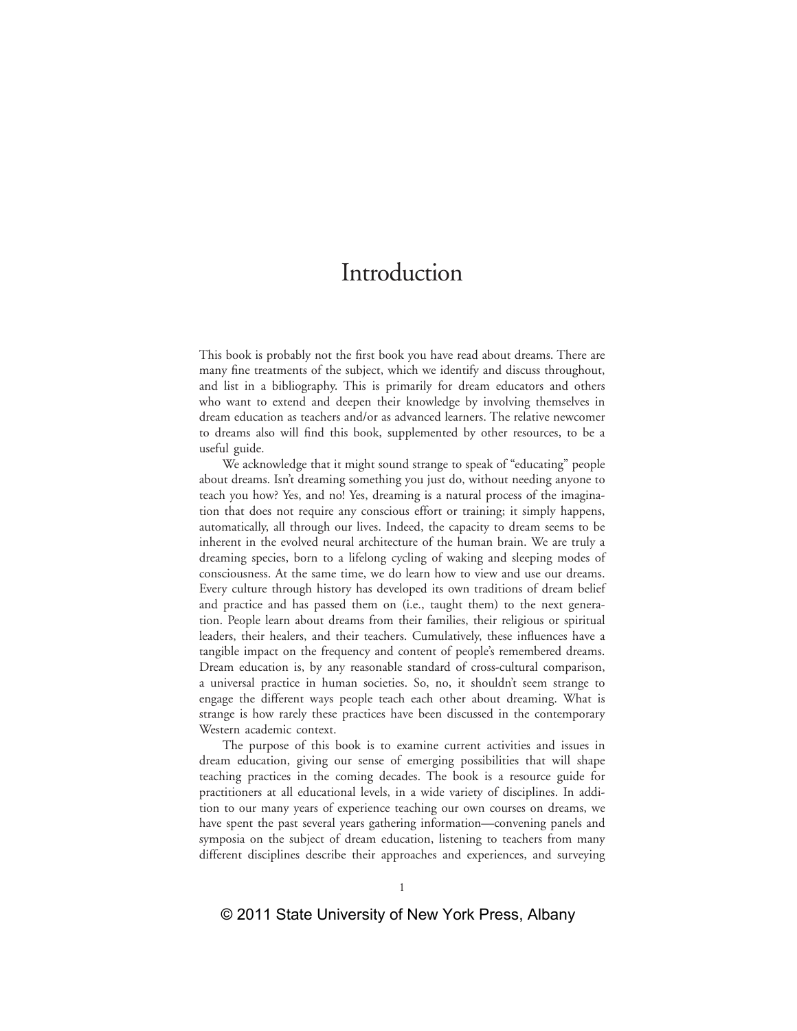# Introduction

This book is probably not the first book you have read about dreams. There are many fine treatments of the subject, which we identify and discuss throughout, and list in a bibliography. This is primarily for dream educators and others who want to extend and deepen their knowledge by involving themselves in dream education as teachers and/or as advanced learners. The relative newcomer to dreams also will find this book, supplemented by other resources, to be a useful guide.

We acknowledge that it might sound strange to speak of "educating" people about dreams. Isn't dreaming something you just do, without needing anyone to teach you how? Yes, and no! Yes, dreaming is a natural process of the imagination that does not require any conscious effort or training; it simply happens, automatically, all through our lives. Indeed, the capacity to dream seems to be inherent in the evolved neural architecture of the human brain. We are truly a dreaming species, born to a lifelong cycling of waking and sleeping modes of consciousness. At the same time, we do learn how to view and use our dreams. Every culture through history has developed its own traditions of dream belief and practice and has passed them on (i.e., taught them) to the next generation. People learn about dreams from their families, their religious or spiritual leaders, their healers, and their teachers. Cumulatively, these influences have a tangible impact on the frequency and content of people's remembered dreams. Dream education is, by any reasonable standard of cross-cultural comparison, a universal practice in human societies. So, no, it shouldn't seem strange to engage the different ways people teach each other about dreaming. What is strange is how rarely these practices have been discussed in the contemporary Western academic context.

The purpose of this book is to examine current activities and issues in dream education, giving our sense of emerging possibilities that will shape teaching practices in the coming decades. The book is a resource guide for practitioners at all educational levels, in a wide variety of disciplines. In addition to our many years of experience teaching our own courses on dreams, we have spent the past several years gathering information—convening panels and symposia on the subject of dream education, listening to teachers from many different disciplines describe their approaches and experiences, and surveying

© 2011 State University of New York Press, Albany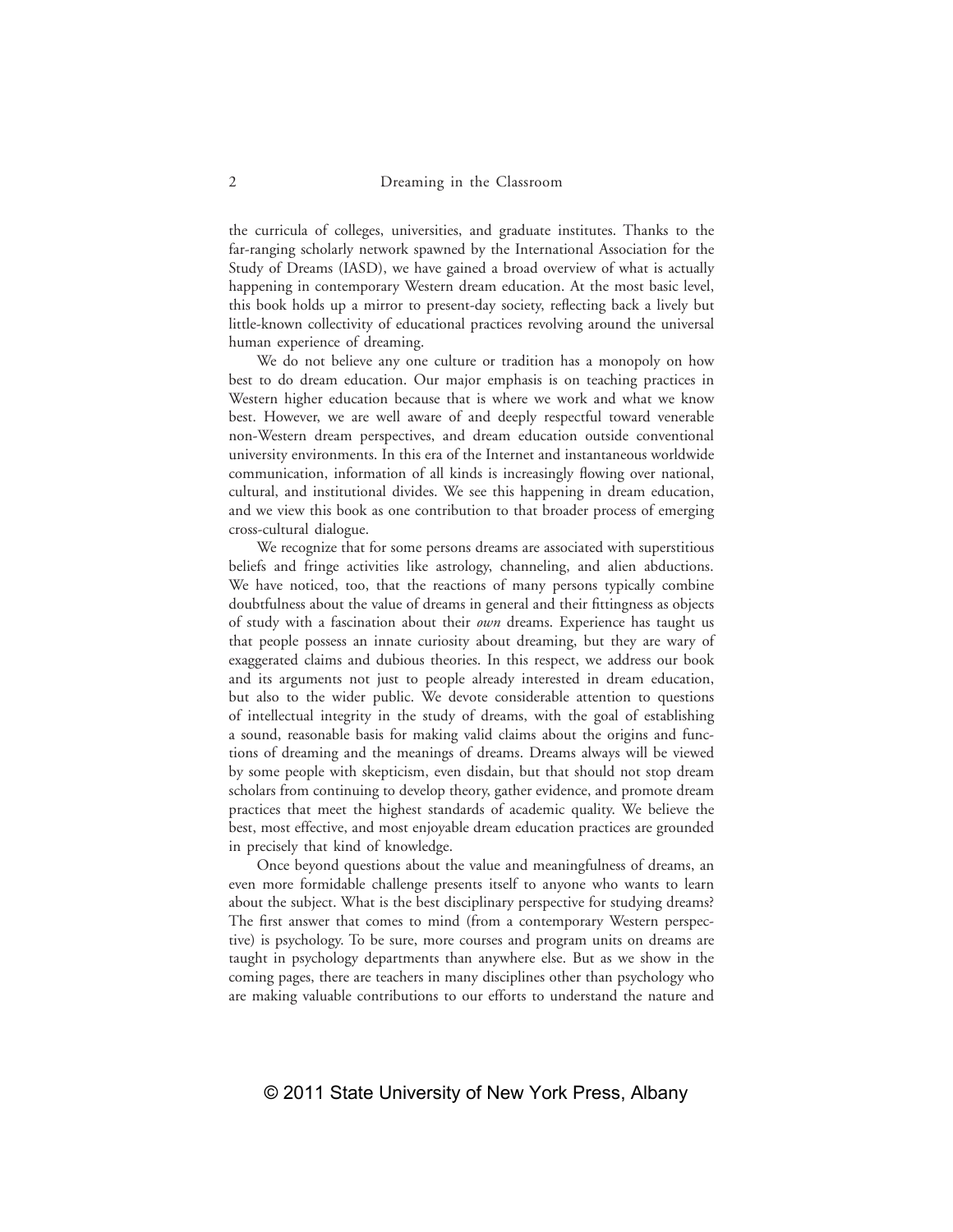the curricula of colleges, universities, and graduate institutes. Thanks to the far-ranging scholarly network spawned by the International Association for the Study of Dreams (IASD), we have gained a broad overview of what is actually happening in contemporary Western dream education. At the most basic level, this book holds up a mirror to present-day society, reflecting back a lively but little-known collectivity of educational practices revolving around the universal human experience of dreaming.

We do not believe any one culture or tradition has a monopoly on how best to do dream education. Our major emphasis is on teaching practices in Western higher education because that is where we work and what we know best. However, we are well aware of and deeply respectful toward venerable non-Western dream perspectives, and dream education outside conventional university environments. In this era of the Internet and instantaneous worldwide communication, information of all kinds is increasingly flowing over national, cultural, and institutional divides. We see this happening in dream education, and we view this book as one contribution to that broader process of emerging cross-cultural dialogue.

We recognize that for some persons dreams are associated with superstitious beliefs and fringe activities like astrology, channeling, and alien abductions. We have noticed, too, that the reactions of many persons typically combine doubtfulness about the value of dreams in general and their fittingness as objects of study with a fascination about their *own* dreams. Experience has taught us that people possess an innate curiosity about dreaming, but they are wary of exaggerated claims and dubious theories. In this respect, we address our book and its arguments not just to people already interested in dream education, but also to the wider public. We devote considerable attention to questions of intellectual integrity in the study of dreams, with the goal of establishing a sound, reasonable basis for making valid claims about the origins and functions of dreaming and the meanings of dreams. Dreams always will be viewed by some people with skepticism, even disdain, but that should not stop dream scholars from continuing to develop theory, gather evidence, and promote dream practices that meet the highest standards of academic quality. We believe the best, most effective, and most enjoyable dream education practices are grounded in precisely that kind of knowledge.

Once beyond questions about the value and meaningfulness of dreams, an even more formidable challenge presents itself to anyone who wants to learn about the subject. What is the best disciplinary perspective for studying dreams? The first answer that comes to mind (from a contemporary Western perspective) is psychology. To be sure, more courses and program units on dreams are taught in psychology departments than anywhere else. But as we show in the coming pages, there are teachers in many disciplines other than psychology who are making valuable contributions to our efforts to understand the nature and

© 2011 State University of New York Press, Albany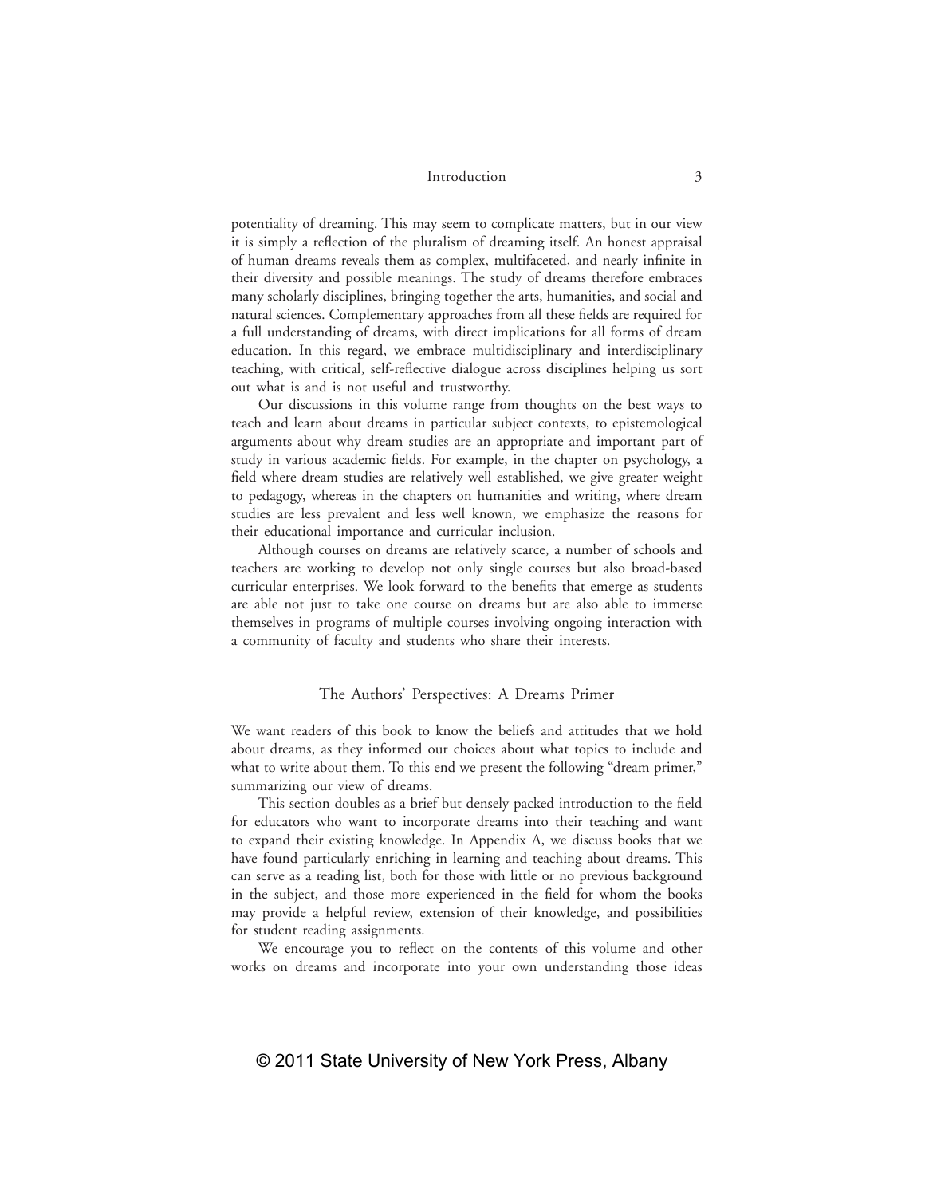potentiality of dreaming. This may seem to complicate matters, but in our view it is simply a reflection of the pluralism of dreaming itself. An honest appraisal of human dreams reveals them as complex, multifaceted, and nearly infinite in their diversity and possible meanings. The study of dreams therefore embraces many scholarly disciplines, bringing together the arts, humanities, and social and natural sciences. Complementary approaches from all these fields are required for a full understanding of dreams, with direct implications for all forms of dream education. In this regard, we embrace multidisciplinary and interdisciplinary teaching, with critical, self-reflective dialogue across disciplines helping us sort out what is and is not useful and trustworthy.

Our discussions in this volume range from thoughts on the best ways to teach and learn about dreams in particular subject contexts, to epistemological arguments about why dream studies are an appropriate and important part of study in various academic fields. For example, in the chapter on psychology, a field where dream studies are relatively well established, we give greater weight to pedagogy, whereas in the chapters on humanities and writing, where dream studies are less prevalent and less well known, we emphasize the reasons for their educational importance and curricular inclusion.

Although courses on dreams are relatively scarce, a number of schools and teachers are working to develop not only single courses but also broad-based curricular enterprises. We look forward to the benefits that emerge as students are able not just to take one course on dreams but are also able to immerse themselves in programs of multiple courses involving ongoing interaction with a community of faculty and students who share their interests.

## The Authors' Perspectives: A Dreams Primer

We want readers of this book to know the beliefs and attitudes that we hold about dreams, as they informed our choices about what topics to include and what to write about them. To this end we present the following "dream primer," summarizing our view of dreams.

This section doubles as a brief but densely packed introduction to the field for educators who want to incorporate dreams into their teaching and want to expand their existing knowledge. In Appendix A, we discuss books that we have found particularly enriching in learning and teaching about dreams. This can serve as a reading list, both for those with little or no previous background in the subject, and those more experienced in the field for whom the books may provide a helpful review, extension of their knowledge, and possibilities for student reading assignments.

We encourage you to reflect on the contents of this volume and other works on dreams and incorporate into your own understanding those ideas

© 2011 State University of New York Press, Albany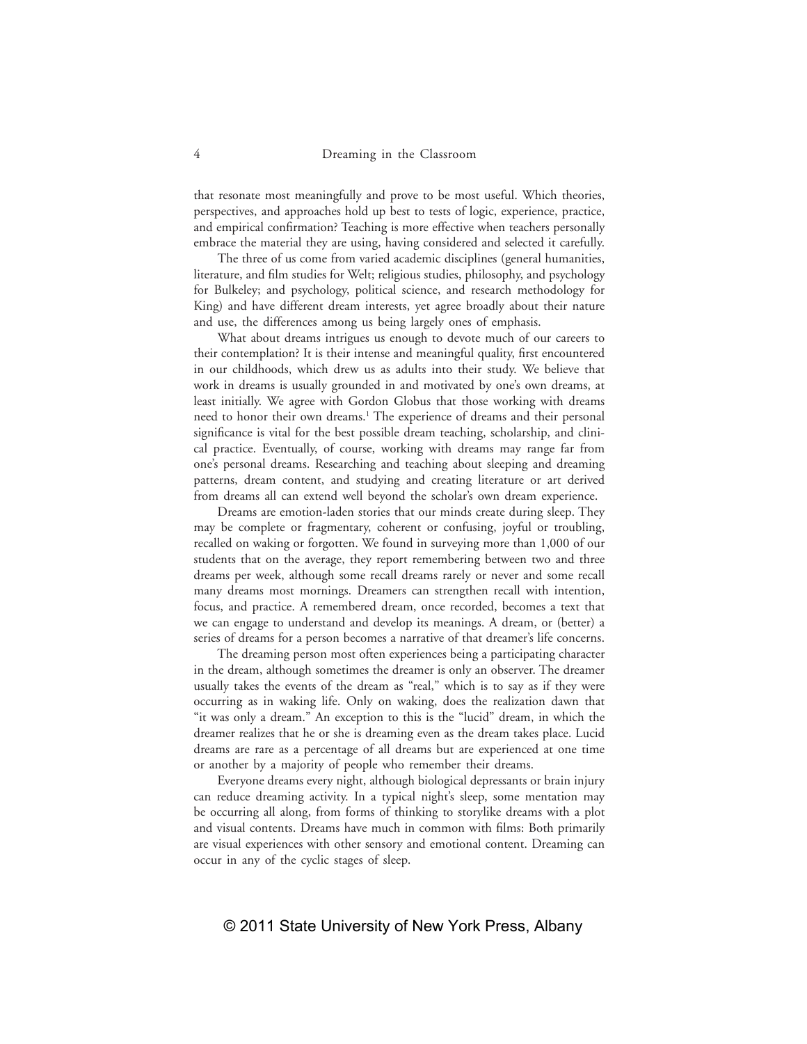that resonate most meaningfully and prove to be most useful. Which theories, perspectives, and approaches hold up best to tests of logic, experience, practice, and empirical confirmation? Teaching is more effective when teachers personally embrace the material they are using, having considered and selected it carefully.

The three of us come from varied academic disciplines (general humanities, literature, and film studies for Welt; religious studies, philosophy, and psychology for Bulkeley; and psychology, political science, and research methodology for King) and have different dream interests, yet agree broadly about their nature and use, the differences among us being largely ones of emphasis.

What about dreams intrigues us enough to devote much of our careers to their contemplation? It is their intense and meaningful quality, first encountered in our childhoods, which drew us as adults into their study. We believe that work in dreams is usually grounded in and motivated by one's own dreams, at least initially. We agree with Gordon Globus that those working with dreams need to honor their own dreams.[1] The experience of dreams and their personal significance is vital for the best possible dream teaching, scholarship, and clinical practice. Eventually, of course, working with dreams may range far from one's personal dreams. Researching and teaching about sleeping and dreaming patterns, dream content, and studying and creating literature or art derived from dreams all can extend well beyond the scholar's own dream experience.

Dreams are emotion-laden stories that our minds create during sleep. They may be complete or fragmentary, coherent or confusing, joyful or troubling, recalled on waking or forgotten. We found in surveying more than 1,000 of our students that on the average, they report remembering between two and three dreams per week, although some recall dreams rarely or never and some recall many dreams most mornings. Dreamers can strengthen recall with intention, focus, and practice. A remembered dream, once recorded, becomes a text that we can engage to understand and develop its meanings. A dream, or (better) a series of dreams for a person becomes a narrative of that dreamer's life concerns.

The dreaming person most often experiences being a participating character in the dream, although sometimes the dreamer is only an observer. The dreamer usually takes the events of the dream as "real," which is to say as if they were occurring as in waking life. Only on waking, does the realization dawn that "it was only a dream." An exception to this is the "lucid" dream, in which the dreamer realizes that he or she is dreaming even as the dream takes place. Lucid dreams are rare as a percentage of all dreams but are experienced at one time or another by a majority of people who remember their dreams.

Everyone dreams every night, although biological depressants or brain injury can reduce dreaming activity. In a typical night's sleep, some mentation may be occurring all along, from forms of thinking to storylike dreams with a plot and visual contents. Dreams have much in common with films: Both primarily are visual experiences with other sensory and emotional content. Dreaming can occur in any of the cyclic stages of sleep.

© 2011 State University of New York Press, Albany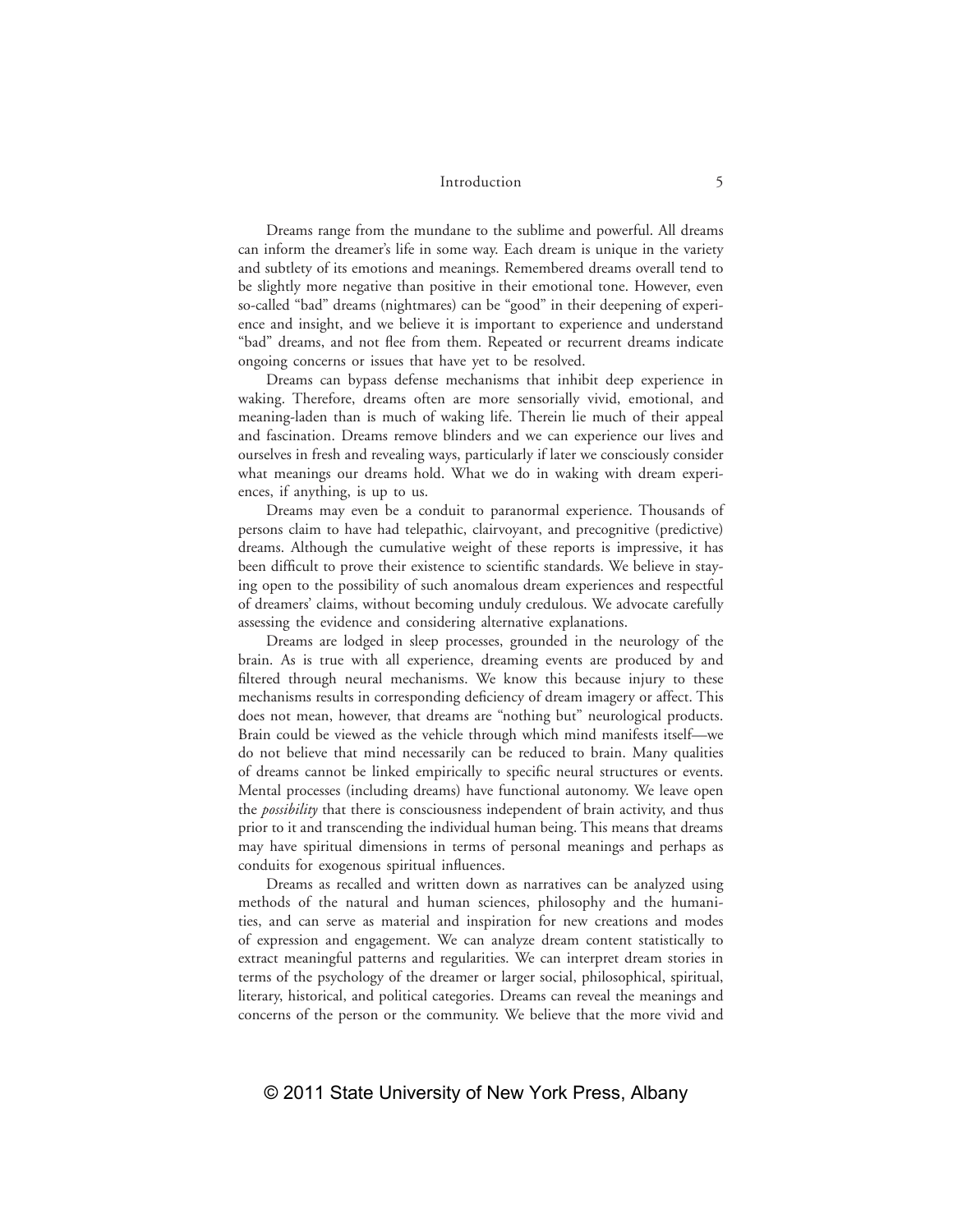Dreams range from the mundane to the sublime and powerful. All dreams can inform the dreamer's life in some way. Each dream is unique in the variety and subtlety of its emotions and meanings. Remembered dreams overall tend to be slightly more negative than positive in their emotional tone. However, even so-called "bad" dreams (nightmares) can be "good" in their deepening of experience and insight, and we believe it is important to experience and understand "bad" dreams, and not flee from them. Repeated or recurrent dreams indicate ongoing concerns or issues that have yet to be resolved.

Dreams can bypass defense mechanisms that inhibit deep experience in waking. Therefore, dreams often are more sensorially vivid, emotional, and meaning-laden than is much of waking life. Therein lie much of their appeal and fascination. Dreams remove blinders and we can experience our lives and ourselves in fresh and revealing ways, particularly if later we consciously consider what meanings our dreams hold. What we do in waking with dream experiences, if anything, is up to us.

Dreams may even be a conduit to paranormal experience. Thousands of persons claim to have had telepathic, clairvoyant, and precognitive (predictive) dreams. Although the cumulative weight of these reports is impressive, it has been difficult to prove their existence to scientific standards. We believe in staying open to the possibility of such anomalous dream experiences and respectful of dreamers' claims, without becoming unduly credulous. We advocate carefully assessing the evidence and considering alternative explanations.

Dreams are lodged in sleep processes, grounded in the neurology of the brain. As is true with all experience, dreaming events are produced by and filtered through neural mechanisms. We know this because injury to these mechanisms results in corresponding deficiency of dream imagery or affect. This does not mean, however, that dreams are "nothing but" neurological products. Brain could be viewed as the vehicle through which mind manifests itself—we do not believe that mind necessarily can be reduced to brain. Many qualities of dreams cannot be linked empirically to specific neural structures or events. Mental processes (including dreams) have functional autonomy. We leave open the *possibility* that there is consciousness independent of brain activity, and thus prior to it and transcending the individual human being. This means that dreams may have spiritual dimensions in terms of personal meanings and perhaps as conduits for exogenous spiritual influences.

Dreams as recalled and written down as narratives can be analyzed using methods of the natural and human sciences, philosophy and the humanities, and can serve as material and inspiration for new creations and modes of expression and engagement. We can analyze dream content statistically to extract meaningful patterns and regularities. We can interpret dream stories in terms of the psychology of the dreamer or larger social, philosophical, spiritual, literary, historical, and political categories. Dreams can reveal the meanings and concerns of the person or the community. We believe that the more vivid and

© 2011 State University of New York Press, Albany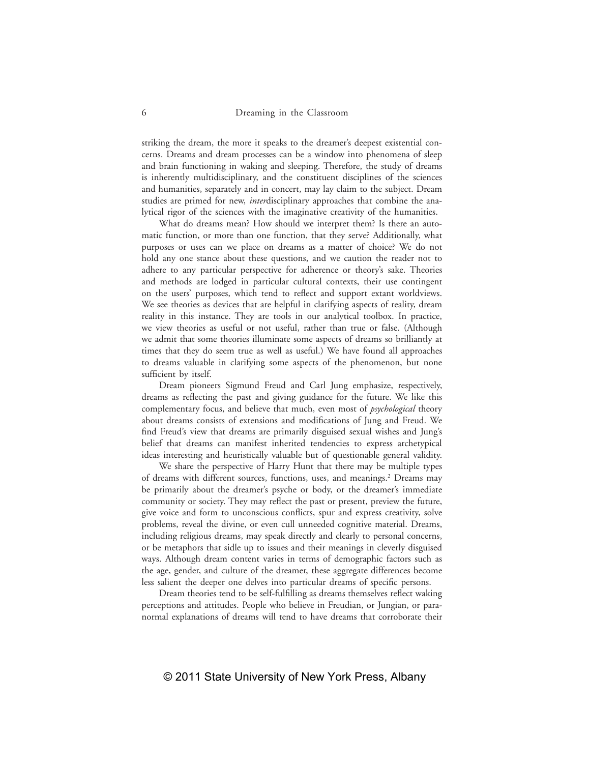striking the dream, the more it speaks to the dreamer's deepest existential concerns. Dreams and dream processes can be a window into phenomena of sleep and brain functioning in waking and sleeping. Therefore, the study of dreams is inherently multidisciplinary, and the constituent disciplines of the sciences and humanities, separately and in concert, may lay claim to the subject. Dream studies are primed for new, *inter*disciplinary approaches that combine the analytical rigor of the sciences with the imaginative creativity of the humanities.

What do dreams mean? How should we interpret them? Is there an automatic function, or more than one function, that they serve? Additionally, what purposes or uses can we place on dreams as a matter of choice? We do not hold any one stance about these questions, and we caution the reader not to adhere to any particular perspective for adherence or theory's sake. Theories and methods are lodged in particular cultural contexts, their use contingent on the users' purposes, which tend to reflect and support extant worldviews. We see theories as devices that are helpful in clarifying aspects of reality, dream reality in this instance. They are tools in our analytical toolbox. In practice, we view theories as useful or not useful, rather than true or false. (Although we admit that some theories illuminate some aspects of dreams so brilliantly at times that they do seem true as well as useful.) We have found all approaches to dreams valuable in clarifying some aspects of the phenomenon, but none sufficient by itself.

Dream pioneers Sigmund Freud and Carl Jung emphasize, respectively, dreams as reflecting the past and giving guidance for the future. We like this complementary focus, and believe that much, even most of *psychological* theory about dreams consists of extensions and modifications of Jung and Freud. We find Freud's view that dreams are primarily disguised sexual wishes and Jung's belief that dreams can manifest inherited tendencies to express archetypical ideas interesting and heuristically valuable but of questionable general validity.

We share the perspective of Harry Hunt that there may be multiple types of dreams with different sources, functions, uses, and meanings.[2] Dreams may be primarily about the dreamer's psyche or body, or the dreamer's immediate community or society. They may reflect the past or present, preview the future, give voice and form to unconscious conflicts, spur and express creativity, solve problems, reveal the divine, or even cull unneeded cognitive material. Dreams, including religious dreams, may speak directly and clearly to personal concerns, or be metaphors that sidle up to issues and their meanings in cleverly disguised ways. Although dream content varies in terms of demographic factors such as the age, gender, and culture of the dreamer, these aggregate differences become less salient the deeper one delves into particular dreams of specific persons.

Dream theories tend to be self-fulfilling as dreams themselves reflect waking perceptions and attitudes. People who believe in Freudian, or Jungian, or paranormal explanations of dreams will tend to have dreams that corroborate their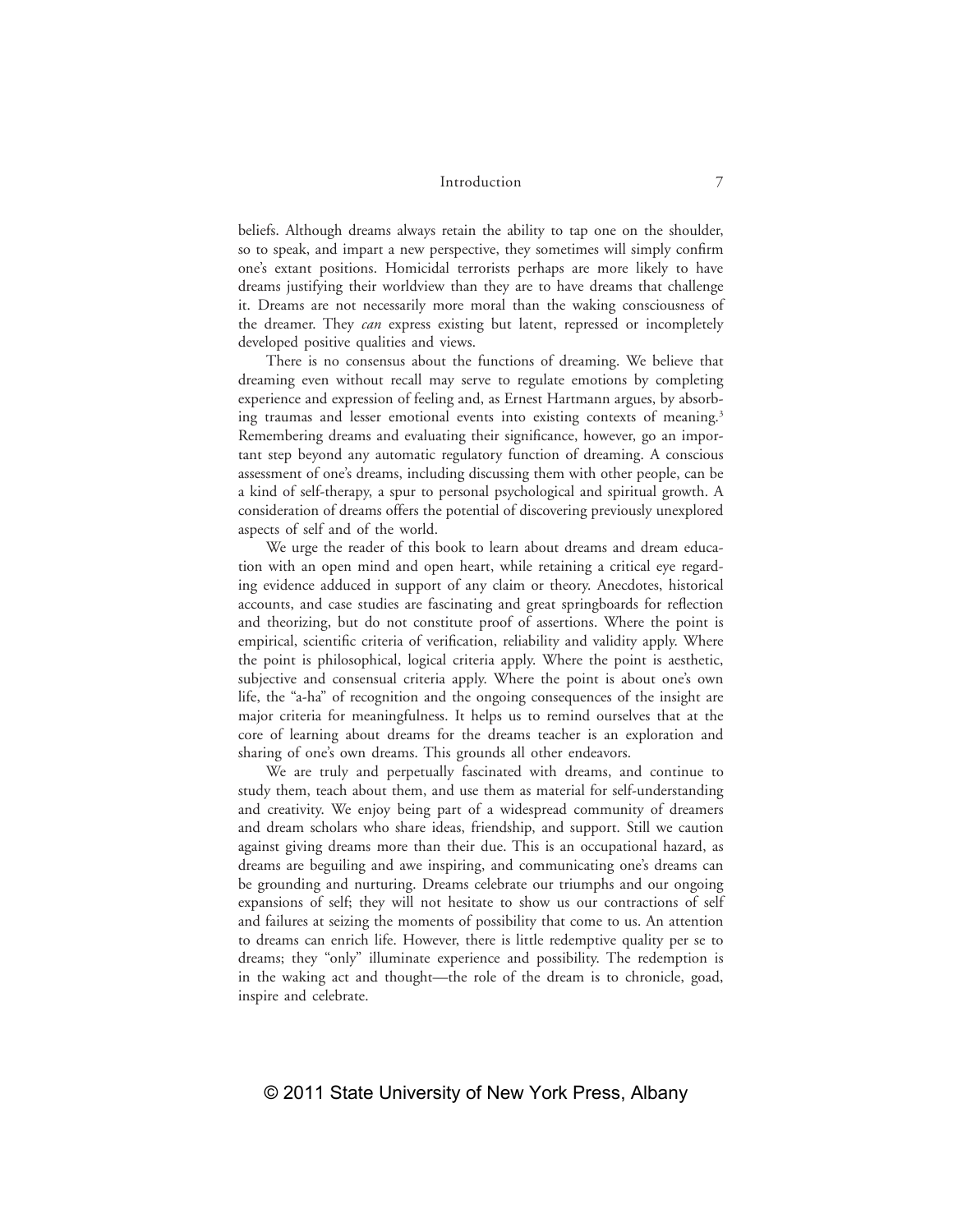beliefs. Although dreams always retain the ability to tap one on the shoulder, so to speak, and impart a new perspective, they sometimes will simply confirm one's extant positions. Homicidal terrorists perhaps are more likely to have dreams justifying their worldview than they are to have dreams that challenge it. Dreams are not necessarily more moral than the waking consciousness of the dreamer. They *can* express existing but latent, repressed or incompletely developed positive qualities and views.

There is no consensus about the functions of dreaming. We believe that dreaming even without recall may serve to regulate emotions by completing experience and expression of feeling and, as Ernest Hartmann argues, by absorbing traumas and lesser emotional events into existing contexts of meaning.[3] Remembering dreams and evaluating their significance, however, go an important step beyond any automatic regulatory function of dreaming. A conscious assessment of one's dreams, including discussing them with other people, can be a kind of self-therapy, a spur to personal psychological and spiritual growth. A consideration of dreams offers the potential of discovering previously unexplored aspects of self and of the world.

We urge the reader of this book to learn about dreams and dream education with an open mind and open heart, while retaining a critical eye regarding evidence adduced in support of any claim or theory. Anecdotes, historical accounts, and case studies are fascinating and great springboards for reflection and theorizing, but do not constitute proof of assertions. Where the point is empirical, scientific criteria of verification, reliability and validity apply. Where the point is philosophical, logical criteria apply. Where the point is aesthetic, subjective and consensual criteria apply. Where the point is about one's own life, the "a-ha" of recognition and the ongoing consequences of the insight are major criteria for meaningfulness. It helps us to remind ourselves that at the core of learning about dreams for the dreams teacher is an exploration and sharing of one's own dreams. This grounds all other endeavors.

We are truly and perpetually fascinated with dreams, and continue to study them, teach about them, and use them as material for self-understanding and creativity. We enjoy being part of a widespread community of dreamers and dream scholars who share ideas, friendship, and support. Still we caution against giving dreams more than their due. This is an occupational hazard, as dreams are beguiling and awe inspiring, and communicating one's dreams can be grounding and nurturing. Dreams celebrate our triumphs and our ongoing expansions of self; they will not hesitate to show us our contractions of self and failures at seizing the moments of possibility that come to us. An attention to dreams can enrich life. However, there is little redemptive quality per se to dreams; they "only" illuminate experience and possibility. The redemption is in the waking act and thought—the role of the dream is to chronicle, goad, inspire and celebrate.

© 2011 State University of New York Press, Albany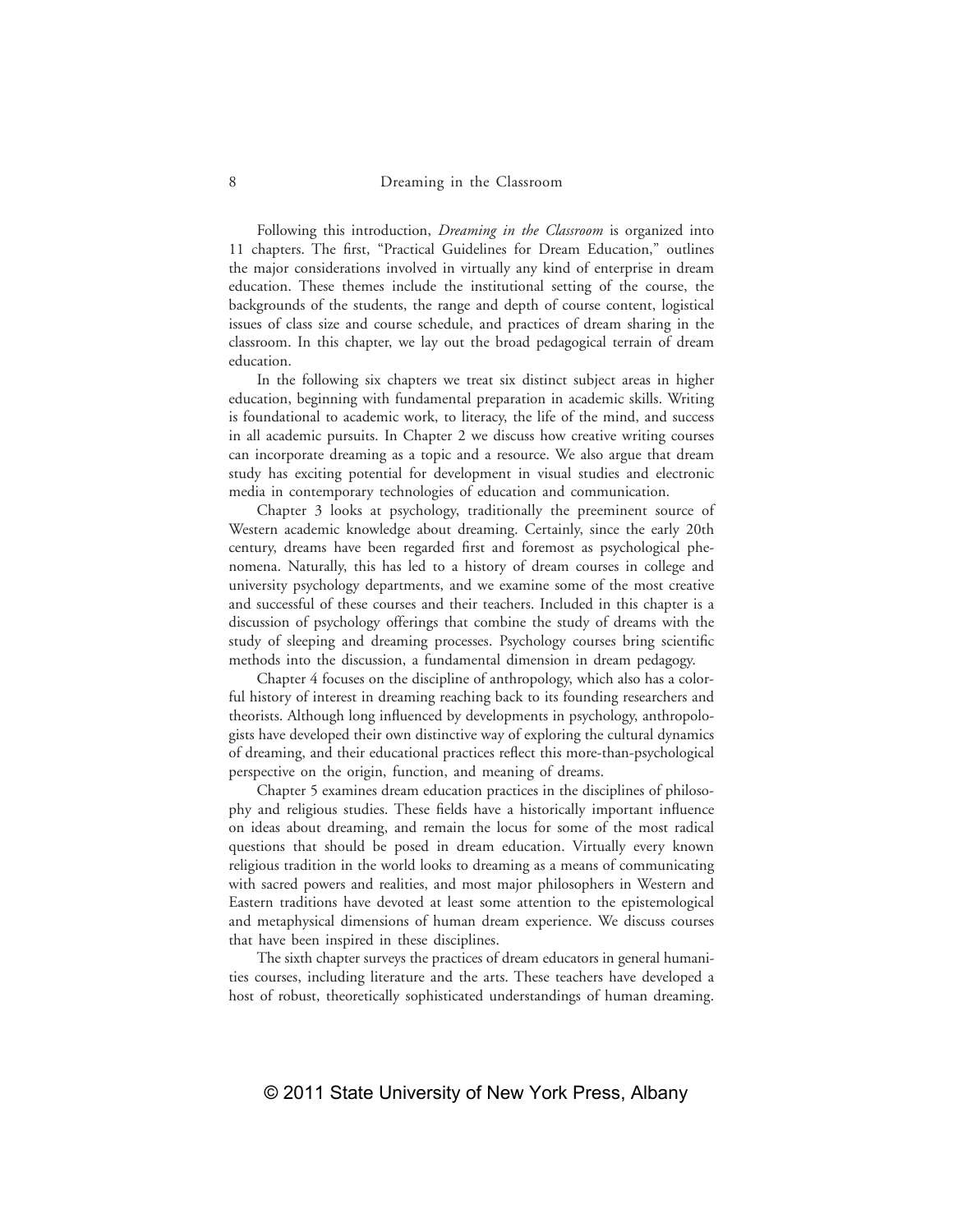Following this introduction, *Dreaming in the Classroom* is organized into 11 chapters. The first, "Practical Guidelines for Dream Education," outlines the major considerations involved in virtually any kind of enterprise in dream education. These themes include the institutional setting of the course, the backgrounds of the students, the range and depth of course content, logistical issues of class size and course schedule, and practices of dream sharing in the classroom. In this chapter, we lay out the broad pedagogical terrain of dream education.

In the following six chapters we treat six distinct subject areas in higher education, beginning with fundamental preparation in academic skills. Writing is foundational to academic work, to literacy, the life of the mind, and success in all academic pursuits. In Chapter 2 we discuss how creative writing courses can incorporate dreaming as a topic and a resource. We also argue that dream study has exciting potential for development in visual studies and electronic media in contemporary technologies of education and communication.

Chapter 3 looks at psychology, traditionally the preeminent source of Western academic knowledge about dreaming. Certainly, since the early 20th century, dreams have been regarded first and foremost as psychological phenomena. Naturally, this has led to a history of dream courses in college and university psychology departments, and we examine some of the most creative and successful of these courses and their teachers. Included in this chapter is a discussion of psychology offerings that combine the study of dreams with the study of sleeping and dreaming processes. Psychology courses bring scientific methods into the discussion, a fundamental dimension in dream pedagogy.

Chapter 4 focuses on the discipline of anthropology, which also has a colorful history of interest in dreaming reaching back to its founding researchers and theorists. Although long influenced by developments in psychology, anthropologists have developed their own distinctive way of exploring the cultural dynamics of dreaming, and their educational practices reflect this more-than-psychological perspective on the origin, function, and meaning of dreams.

Chapter 5 examines dream education practices in the disciplines of philosophy and religious studies. These fields have a historically important influence on ideas about dreaming, and remain the locus for some of the most radical questions that should be posed in dream education. Virtually every known religious tradition in the world looks to dreaming as a means of communicating with sacred powers and realities, and most major philosophers in Western and Eastern traditions have devoted at least some attention to the epistemological and metaphysical dimensions of human dream experience. We discuss courses that have been inspired in these disciplines.

The sixth chapter surveys the practices of dream educators in general humanities courses, including literature and the arts. These teachers have developed a host of robust, theoretically sophisticated understandings of human dreaming.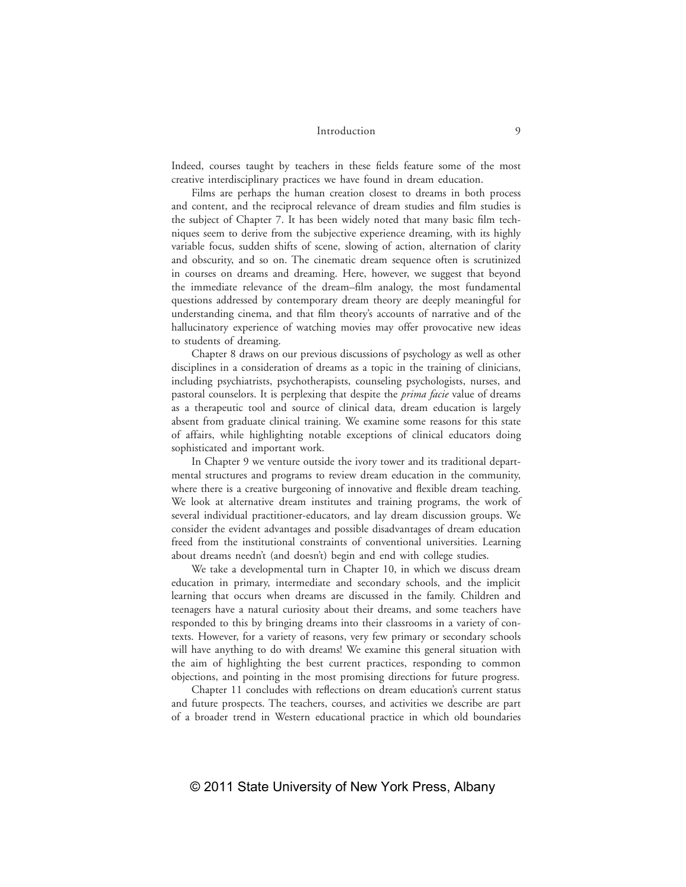Indeed, courses taught by teachers in these fields feature some of the most creative interdisciplinary practices we have found in dream education.

Films are perhaps the human creation closest to dreams in both process and content, and the reciprocal relevance of dream studies and film studies is the subject of Chapter 7. It has been widely noted that many basic film techniques seem to derive from the subjective experience dreaming, with its highly variable focus, sudden shifts of scene, slowing of action, alternation of clarity and obscurity, and so on. The cinematic dream sequence often is scrutinized in courses on dreams and dreaming. Here, however, we suggest that beyond the immediate relevance of the dream–film analogy, the most fundamental questions addressed by contemporary dream theory are deeply meaningful for understanding cinema, and that film theory's accounts of narrative and of the hallucinatory experience of watching movies may offer provocative new ideas to students of dreaming.

Chapter 8 draws on our previous discussions of psychology as well as other disciplines in a consideration of dreams as a topic in the training of clinicians, including psychiatrists, psychotherapists, counseling psychologists, nurses, and pastoral counselors. It is perplexing that despite the *prima facie* value of dreams as a therapeutic tool and source of clinical data, dream education is largely absent from graduate clinical training. We examine some reasons for this state of affairs, while highlighting notable exceptions of clinical educators doing sophisticated and important work.

In Chapter 9 we venture outside the ivory tower and its traditional departmental structures and programs to review dream education in the community, where there is a creative burgeoning of innovative and flexible dream teaching. We look at alternative dream institutes and training programs, the work of several individual practitioner-educators, and lay dream discussion groups. We consider the evident advantages and possible disadvantages of dream education freed from the institutional constraints of conventional universities. Learning about dreams needn't (and doesn't) begin and end with college studies.

We take a developmental turn in Chapter 10, in which we discuss dream education in primary, intermediate and secondary schools, and the implicit learning that occurs when dreams are discussed in the family. Children and teenagers have a natural curiosity about their dreams, and some teachers have responded to this by bringing dreams into their classrooms in a variety of contexts. However, for a variety of reasons, very few primary or secondary schools will have anything to do with dreams! We examine this general situation with the aim of highlighting the best current practices, responding to common objections, and pointing in the most promising directions for future progress.

Chapter 11 concludes with reflections on dream education's current status and future prospects. The teachers, courses, and activities we describe are part of a broader trend in Western educational practice in which old boundaries

© 2011 State University of New York Press, Albany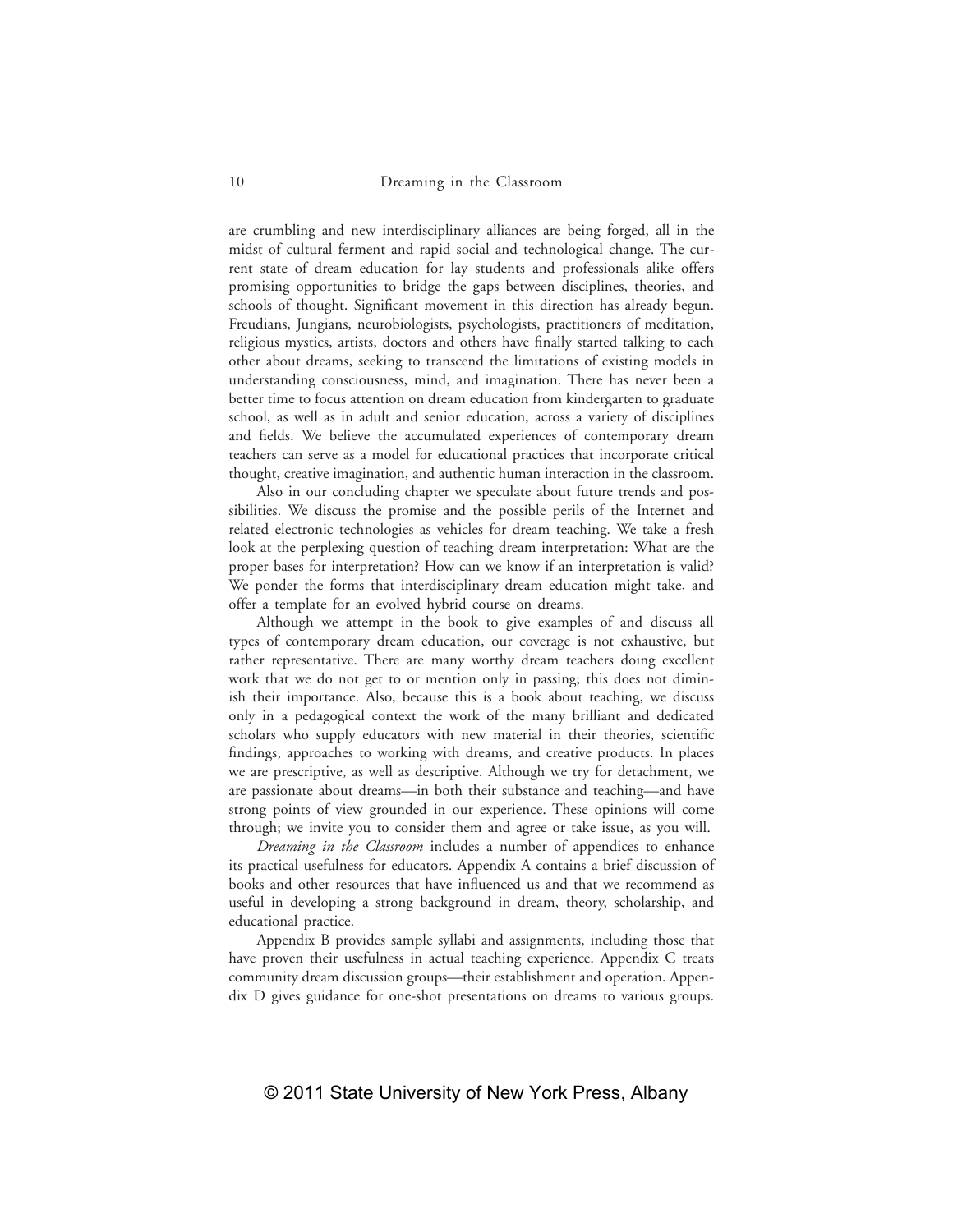are crumbling and new interdisciplinary alliances are being forged, all in the midst of cultural ferment and rapid social and technological change. The current state of dream education for lay students and professionals alike offers promising opportunities to bridge the gaps between disciplines, theories, and schools of thought. Significant movement in this direction has already begun. Freudians, Jungians, neurobiologists, psychologists, practitioners of meditation, religious mystics, artists, doctors and others have finally started talking to each other about dreams, seeking to transcend the limitations of existing models in understanding consciousness, mind, and imagination. There has never been a better time to focus attention on dream education from kindergarten to graduate school, as well as in adult and senior education, across a variety of disciplines and fields. We believe the accumulated experiences of contemporary dream teachers can serve as a model for educational practices that incorporate critical thought, creative imagination, and authentic human interaction in the classroom.

Also in our concluding chapter we speculate about future trends and possibilities. We discuss the promise and the possible perils of the Internet and related electronic technologies as vehicles for dream teaching. We take a fresh look at the perplexing question of teaching dream interpretation: What are the proper bases for interpretation? How can we know if an interpretation is valid? We ponder the forms that interdisciplinary dream education might take, and offer a template for an evolved hybrid course on dreams.

Although we attempt in the book to give examples of and discuss all types of contemporary dream education, our coverage is not exhaustive, but rather representative. There are many worthy dream teachers doing excellent work that we do not get to or mention only in passing; this does not diminish their importance. Also, because this is a book about teaching, we discuss only in a pedagogical context the work of the many brilliant and dedicated scholars who supply educators with new material in their theories, scientific findings, approaches to working with dreams, and creative products. In places we are prescriptive, as well as descriptive. Although we try for detachment, we are passionate about dreams—in both their substance and teaching—and have strong points of view grounded in our experience. These opinions will come through; we invite you to consider them and agree or take issue, as you will.

*Dreaming in the Classroom* includes a number of appendices to enhance its practical usefulness for educators. Appendix A contains a brief discussion of books and other resources that have influenced us and that we recommend as useful in developing a strong background in dream, theory, scholarship, and educational practice.

Appendix B provides sample syllabi and assignments, including those that have proven their usefulness in actual teaching experience. Appendix C treats community dream discussion groups—their establishment and operation. Appendix D gives guidance for one-shot presentations on dreams to various groups.

© 2011 State University of New York Press, Albany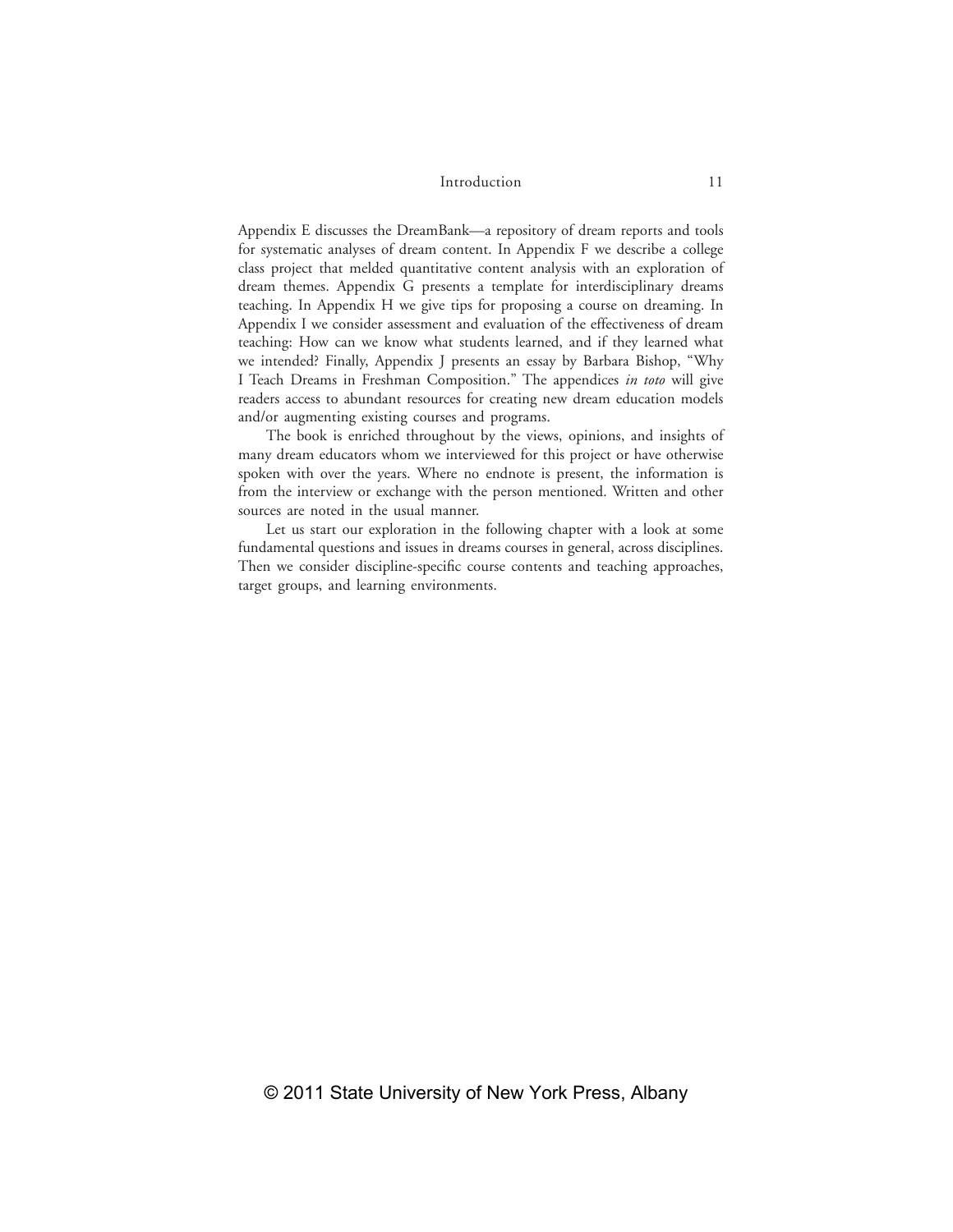Appendix E discusses the DreamBank—a repository of dream reports and tools for systematic analyses of dream content. In Appendix F we describe a college class project that melded quantitative content analysis with an exploration of dream themes. Appendix G presents a template for interdisciplinary dreams teaching. In Appendix H we give tips for proposing a course on dreaming. In Appendix I we consider assessment and evaluation of the effectiveness of dream teaching: How can we know what students learned, and if they learned what we intended? Finally, Appendix J presents an essay by Barbara Bishop, "Why I Teach Dreams in Freshman Composition." The appendices *in toto* will give readers access to abundant resources for creating new dream education models and/or augmenting existing courses and programs.

The book is enriched throughout by the views, opinions, and insights of many dream educators whom we interviewed for this project or have otherwise spoken with over the years. Where no endnote is present, the information is from the interview or exchange with the person mentioned. Written and other sources are noted in the usual manner.

Let us start our exploration in the following chapter with a look at some fundamental questions and issues in dreams courses in general, across disciplines. Then we consider discipline-specific course contents and teaching approaches, target groups, and learning environments.

© 2011 State University of New York Press, Albany